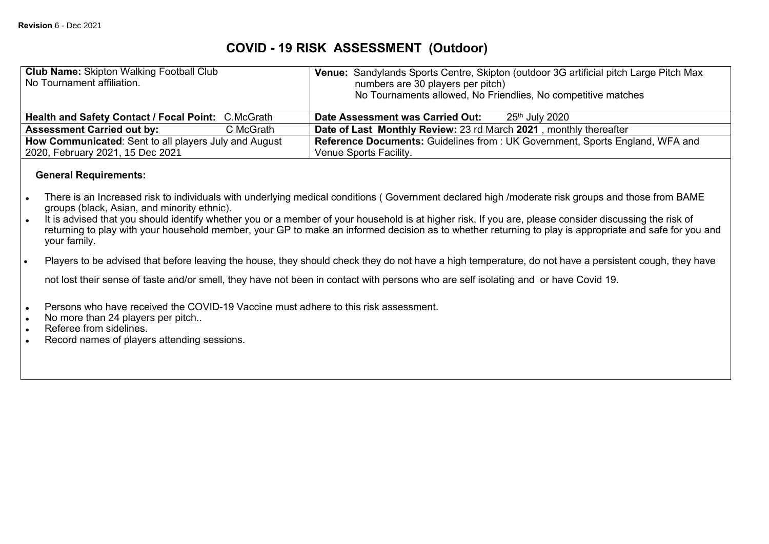**Revision** 6 - Dec 2021

# COVID - 19 RISK ASSESSMENT (Outdoor)

| | |
|---|---|
| **Club Name:** Skipton Walking Football Club<br>No Tournament affiliation. | **Venue:** Sandylands Sports Centre, Skipton (outdoor 3G artificial pitch Large Pitch Max numbers are 30 players per pitch)<br>No Tournaments allowed, No Friendlies, No competitive matches |
| **Health and Safety Contact / Focal Point:** C.McGrath | **Date Assessment was Carried Out:** 25th July 2020 |
| **Assessment Carried out by:** C McGrath | **Date of Last Monthly Review:** 23 rd March **2021** , monthly thereafter |
| **How Communicated**: Sent to all players July and August 2020, February 2021, 15 Dec 2021 | **Reference Documents:** Guidelines from : UK Government, Sports England, WFA and Venue Sports Facility. |

**General Requirements:**

- There is an Increased risk to individuals with underlying medical conditions ( Government declared high /moderate risk groups and those from BAME groups (black, Asian, and minority ethnic).
- It is advised that you should identify whether you or a member of your household is at higher risk. If you are, please consider discussing the risk of returning to play with your household member, your GP to make an informed decision as to whether returning to play is appropriate and safe for you and your family.
- Players to be advised that before leaving the house, they should check they do not have a high temperature, do not have a persistent cough, they have not lost their sense of taste and/or smell, they have not been in contact with persons who are self isolating and or have Covid 19.
- Persons who have received the COVID-19 Vaccine must adhere to this risk assessment.
- No more than 24 players per pitch..
- Referee from sidelines.
- Record names of players attending sessions.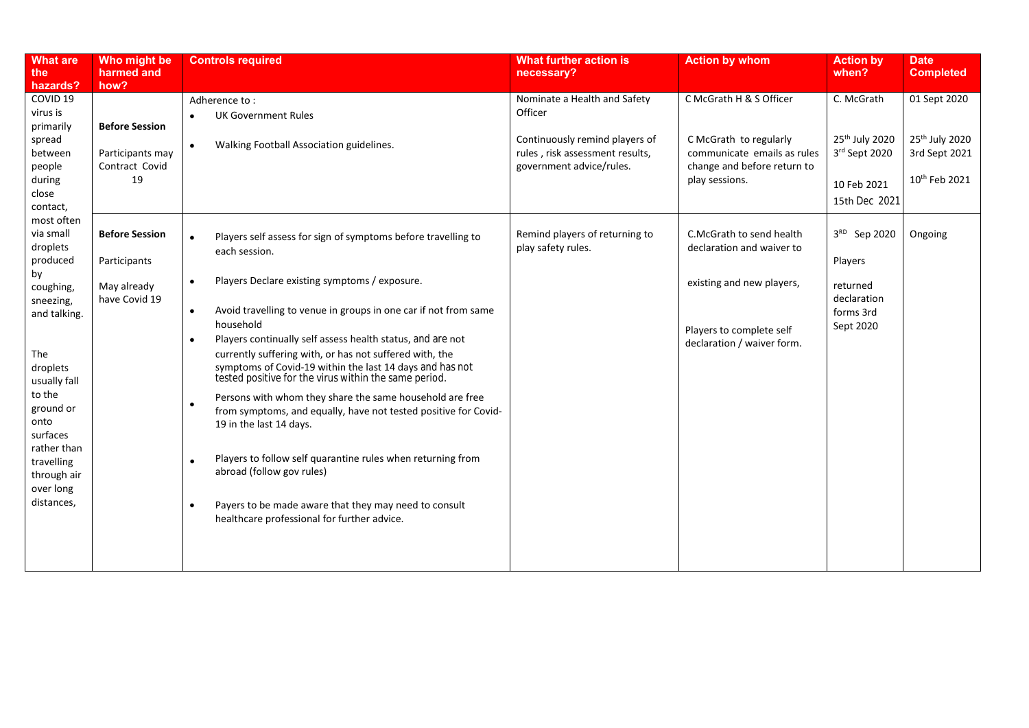| What are the hazards? | Who might be harmed and how? | Controls required | What further action is necessary? | Action by whom | Action by when? | Date Completed |
|---|---|---|---|---|---|---|
| COVID 19 virus is primarily spread between people during close contact, most often via small droplets produced by coughing, sneezing, and talking.<br><br>The droplets usually fall to the ground or onto surfaces rather than travelling through air over long distances, | **Before Session**<br><br>Participants may Contract Covid 19 | Adherence to :<br>• UK Government Rules<br>• Walking Football Association guidelines. | Nominate a Health and Safety Officer<br><br>Continuously remind players of rules , risk assessment results, government advice/rules. | C McGrath H & S Officer<br><br>C McGrath to regularly communicate emails as rules change and before return to play sessions. | C. McGrath<br><br>25th July 2020<br>3rd Sept 2020<br><br>10 Feb 2021<br>15th Dec 2021 | 01 Sept 2020<br><br>25th July 2020<br>3rd Sept 2021<br><br>10th Feb 2021 |
| | **Before Session**<br><br>Participants<br><br>May already have Covid 19 | • Players self assess for sign of symptoms before travelling to each session.<br>• Players Declare existing symptoms / exposure.<br>• Avoid travelling to venue in groups in one car if not from same household<br>• Players continually self assess health status, and are not currently suffering with, or has not suffered with, the symptoms of Covid-19 within the last 14 days and has not tested positive for the virus within the same period.<br>• Persons with whom they share the same household are free from symptoms, and equally, have not tested positive for Covid-19 in the last 14 days.<br>• Players to follow self quarantine rules when returning from abroad (follow gov rules)<br>• Payers to be made aware that they may need to consult healthcare professional for further advice. | Remind players of returning to play safety rules. | C.McGrath to send health declaration and waiver to existing and new players,<br><br>Players to complete self declaration / waiver form. | 3RD Sep 2020<br><br>Players<br><br>returned declaration forms 3rd Sept 2020 | Ongoing |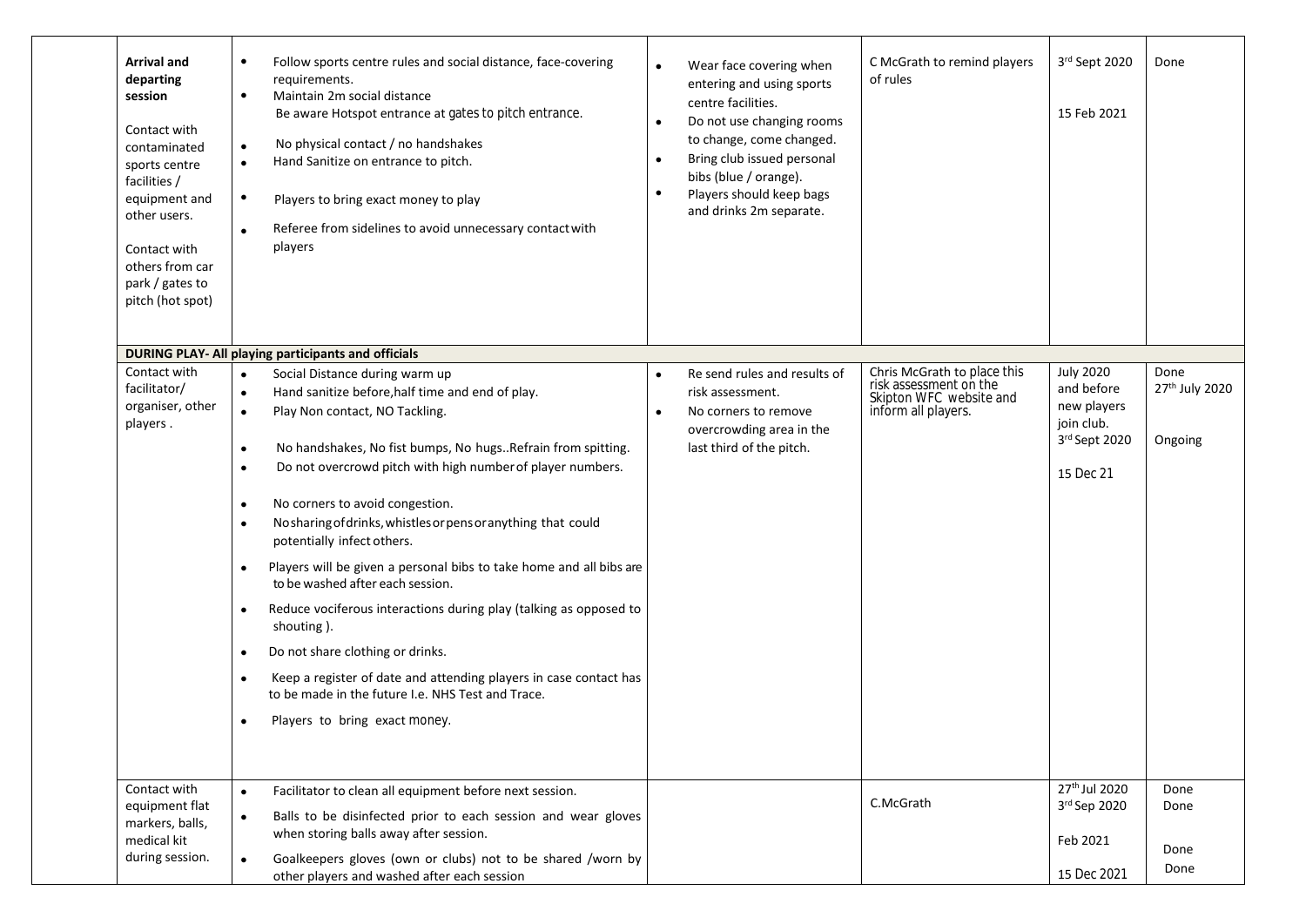| | | | | | |
|---|---|---|---|---|---|
| **Arrival and departing session**<br><br>Contact with contaminated sports centre facilities / equipment and other users.<br><br>Contact with others from car park / gates to pitch (hot spot) | • Follow sports centre rules and social distance, face-covering requirements.<br>• Maintain 2m social distance<br>Be aware Hotspot entrance at gates to pitch entrance.<br>• No physical contact / no handshakes<br>• Hand Sanitize on entrance to pitch.<br>• Players to bring exact money to play<br>• Referee from sidelines to avoid unnecessary contact with players | • Wear face covering when entering and using sports centre facilities.<br>• Do not use changing rooms to change, come changed.<br>• Bring club issued personal bibs (blue / orange).<br>• Players should keep bags and drinks 2m separate. | C McGrath to remind players of rules | 3rd Sept 2020<br><br>15 Feb 2021 | Done |
| **DURING PLAY- All playing participants and officials** | | | | | |
| Contact with facilitator/ organiser, other players . | • Social Distance during warm up<br>• Hand sanitize before,half time and end of play.<br>• Play Non contact, NO Tackling.<br>• No handshakes, No fist bumps, No hugs..Refrain from spitting.<br>• Do not overcrowd pitch with high number of player numbers.<br>• No corners to avoid congestion.<br>• No sharing of drinks, whistles or pens or anything that could potentially infect others.<br>• Players will be given a personal bibs to take home and all bibs are to be washed after each session.<br>• Reduce vociferous interactions during play (talking as opposed to shouting ).<br>• Do not share clothing or drinks.<br>• Keep a register of date and attending players in case contact has to be made in the future I.e. NHS Test and Trace.<br>• Players to bring exact money. | • Re send rules and results of risk assessment.<br>• No corners to remove overcrowding area in the last third of the pitch. | Chris McGrath to place this risk assessment on the Skipton WFC website and inform all players. | July 2020 and before new players join club.<br>3rd Sept 2020<br><br>15 Dec 21 | Done<br>27th July 2020<br><br>Ongoing |
| Contact with equipment flat markers, balls, medical kit during session. | • Facilitator to clean all equipment before next session.<br>• Balls to be disinfected prior to each session and wear gloves when storing balls away after session.<br>• Goalkeepers gloves (own or clubs) not to be shared /worn by other players and washed after each session | | C.McGrath | 27th Jul 2020<br>3rd Sep 2020<br><br>Feb 2021<br><br>15 Dec 2021 | Done<br>Done<br><br>Done<br>Done |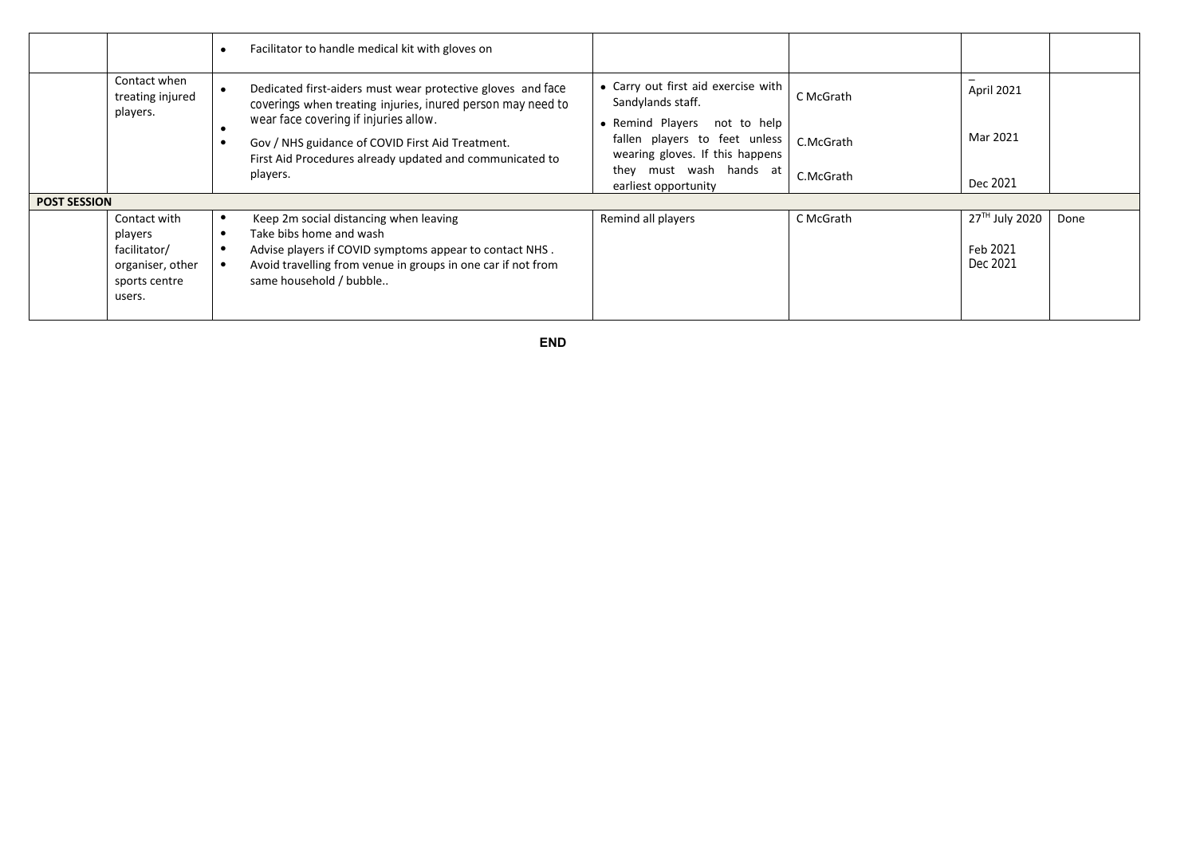| | | | | | | |
|---|---|---|---|---|---|---|
| | | • Facilitator to handle medical kit with gloves on | | | | |
| | Contact when treating injured players. | • Dedicated first-aiders must wear protective gloves and face coverings when treating injuries, inured person may need to wear face covering if injuries allow.<br>•<br>• Gov / NHS guidance of COVID First Aid Treatment. First Aid Procedures already updated and communicated to players. | • Carry out first aid exercise with Sandylands staff.<br>• Remind Players not to help fallen players to feet unless wearing gloves. If this happens they must wash hands at earliest opportunity | C McGrath<br><br>C.McGrath<br><br>C.McGrath | –<br>April 2021<br><br>Mar 2021<br><br>Dec 2021 | |
| **POST SESSION** | | | | | | |
| | Contact with players facilitator/ organiser, other sports centre users. | • Keep 2m social distancing when leaving<br>• Take bibs home and wash<br>• Advise players if COVID symptoms appear to contact NHS .<br>• Avoid travelling from venue in groups in one car if not from same household / bubble.. | Remind all players | C McGrath | 27TH July 2020<br><br>Feb 2021<br>Dec 2021 | Done |

**END**